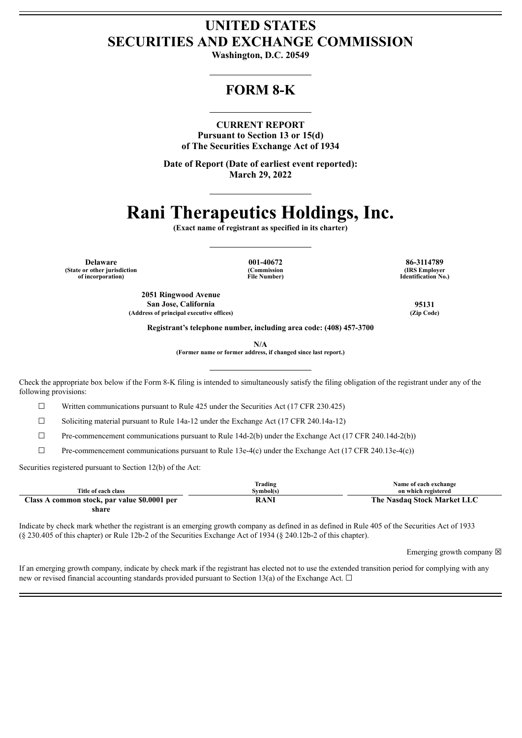# UNITED STATES
# SECURITIES AND EXCHANGE COMMISSION

**Washington, D.C. 20549**

---

## FORM 8-K

---

**CURRENT REPORT**
**Pursuant to Section 13 or 15(d)**
**of The Securities Exchange Act of 1934**

**Date of Report (Date of earliest event reported):**
**March 29, 2022**

---

# Rani Therapeutics Holdings, Inc.

**(Exact name of registrant as specified in its charter)**

---

| **Delaware** | **001-40672** | **86-3114789** |
|---|---|---|
| **(State or other jurisdiction of incorporation)** | **(Commission File Number)** | **(IRS Employer Identification No.)** |

| **2051 Ringwood Avenue San Jose, California** | **95131** |
|---|---|
| **(Address of principal executive offices)** | **(Zip Code)** |

**Registrant's telephone number, including area code: (408) 457-3700**

**N/A**
**(Former name or former address, if changed since last report.)**

---

Check the appropriate box below if the Form 8-K filing is intended to simultaneously satisfy the filing obligation of the registrant under any of the following provisions:

☐ Written communications pursuant to Rule 425 under the Securities Act (17 CFR 230.425)

☐ Soliciting material pursuant to Rule 14a-12 under the Exchange Act (17 CFR 240.14a-12)

☐ Pre-commencement communications pursuant to Rule 14d-2(b) under the Exchange Act (17 CFR 240.14d-2(b))

☐ Pre-commencement communications pursuant to Rule 13e-4(c) under the Exchange Act (17 CFR 240.13e-4(c))

Securities registered pursuant to Section 12(b) of the Act:

| Title of each class | Trading Symbol(s) | Name of each exchange on which registered |
|---|---|---|
| **Class A common stock, par value $0.0001 per share** | **RANI** | **The Nasdaq Stock Market LLC** |

Indicate by check mark whether the registrant is an emerging growth company as defined in as defined in Rule 405 of the Securities Act of 1933 (§ 230.405 of this chapter) or Rule 12b-2 of the Securities Exchange Act of 1934 (§ 240.12b-2 of this chapter).

Emerging growth company ☒

If an emerging growth company, indicate by check mark if the registrant has elected not to use the extended transition period for complying with any new or revised financial accounting standards provided pursuant to Section 13(a) of the Exchange Act. ☐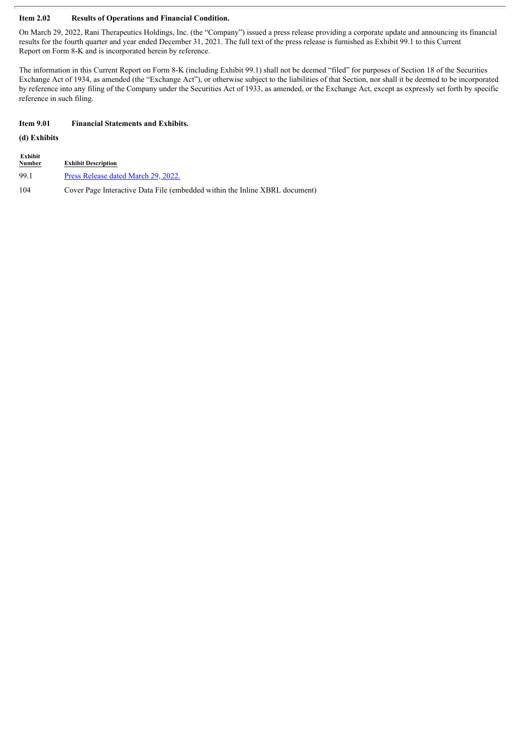**Item 2.02 Results of Operations and Financial Condition.**

On March 29, 2022, Rani Therapeutics Holdings, Inc. (the "Company") issued a press release providing a corporate update and announcing its financial results for the fourth quarter and year ended December 31, 2021. The full text of the press release is furnished as Exhibit 99.1 to this Current Report on Form 8-K and is incorporated herein by reference.

The information in this Current Report on Form 8-K (including Exhibit 99.1) shall not be deemed "filed" for purposes of Section 18 of the Securities Exchange Act of 1934, as amended (the "Exchange Act"), or otherwise subject to the liabilities of that Section, nor shall it be deemed to be incorporated by reference into any filing of the Company under the Securities Act of 1933, as amended, or the Exchange Act, except as expressly set forth by specific reference in such filing.

**Item 9.01 Financial Statements and Exhibits.**

**(d) Exhibits**

| Exhibit Number | Exhibit Description |
| --- | --- |
| 99.1 | Press Release dated March 29, 2022. |
| 104 | Cover Page Interactive Data File (embedded within the Inline XBRL document) |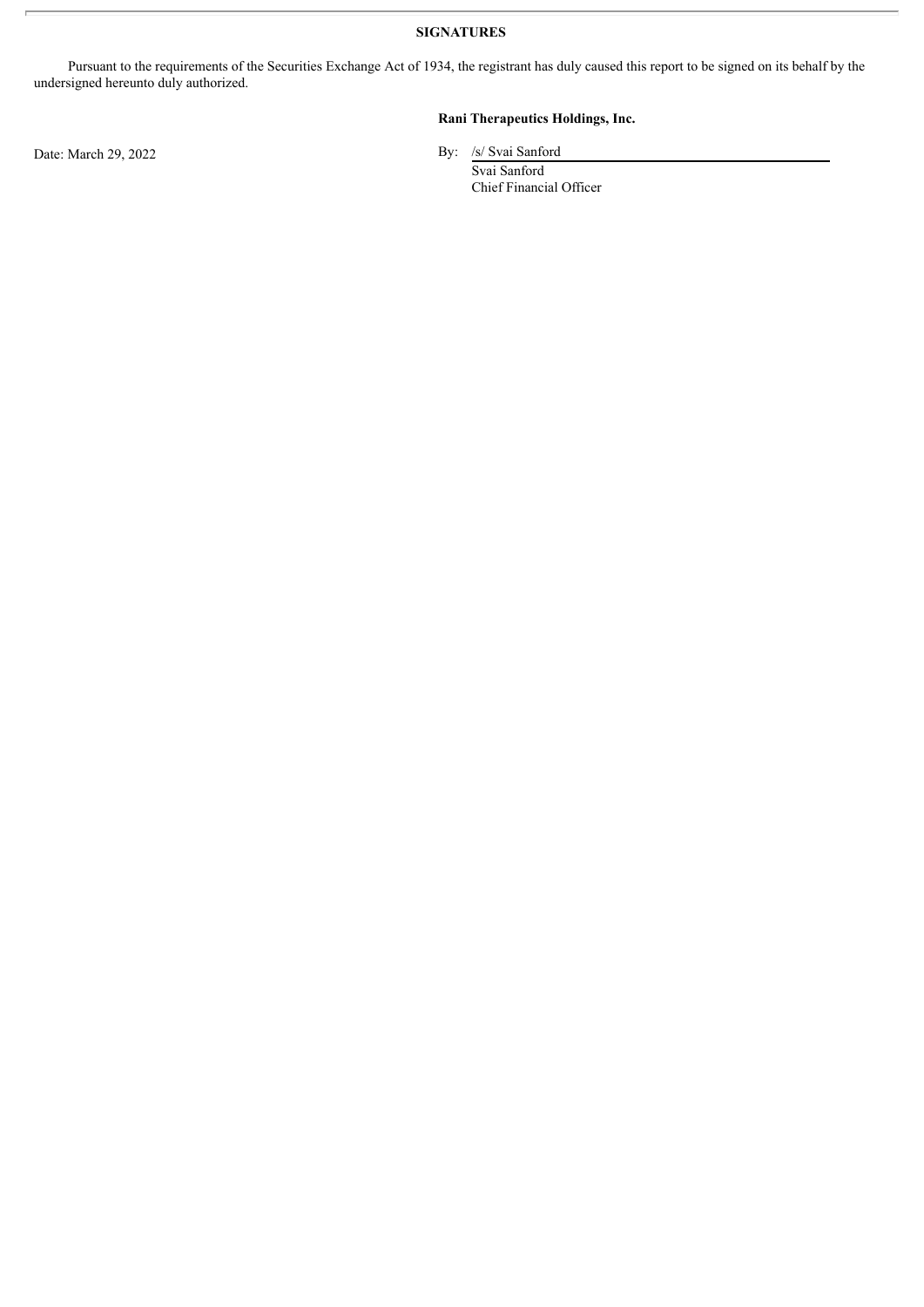**SIGNATURES**

Pursuant to the requirements of the Securities Exchange Act of 1934, the registrant has duly caused this report to be signed on its behalf by the undersigned hereunto duly authorized.

**Rani Therapeutics Holdings, Inc.**

Date: March 29, 2022

By: /s/ Svai Sanford
Svai Sanford
Chief Financial Officer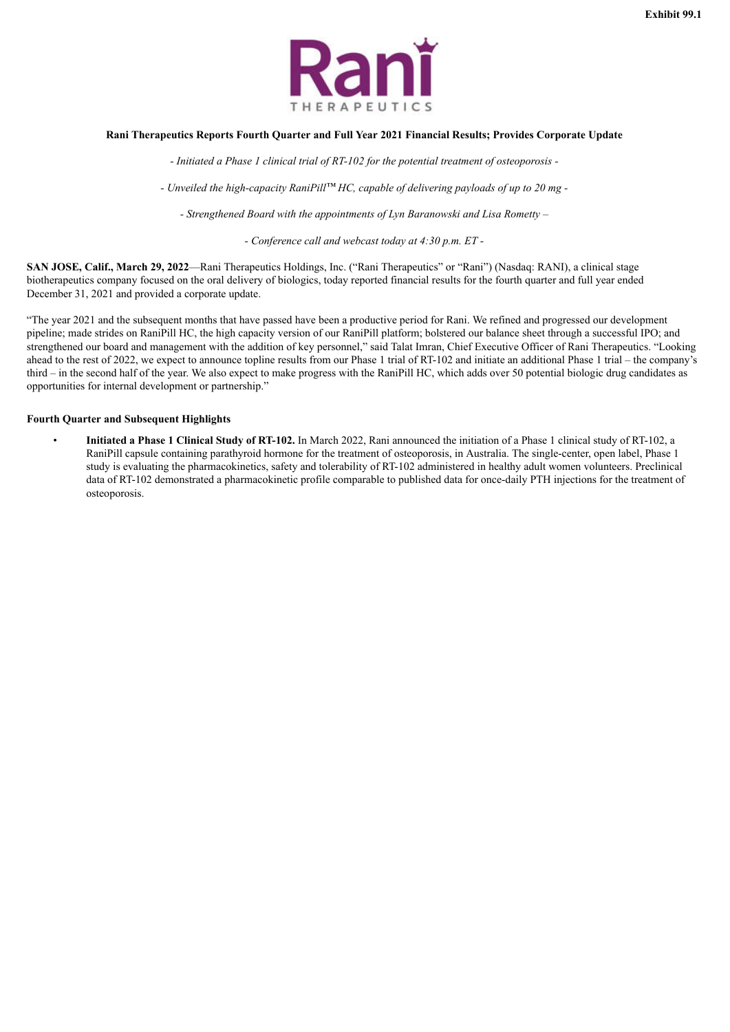Exhibit 99.1

**Rani Therapeutics Reports Fourth Quarter and Full Year 2021 Financial Results; Provides Corporate Update**

*- Initiated a Phase 1 clinical trial of RT-102 for the potential treatment of osteoporosis -*

*- Unveiled the high-capacity RaniPill™ HC, capable of delivering payloads of up to 20 mg -*

*- Strengthened Board with the appointments of Lyn Baranowski and Lisa Rometty –*

*- Conference call and webcast today at 4:30 p.m. ET -*

**SAN JOSE, Calif., March 29, 2022**—Rani Therapeutics Holdings, Inc. ("Rani Therapeutics" or "Rani") (Nasdaq: RANI), a clinical stage biotherapeutics company focused on the oral delivery of biologics, today reported financial results for the fourth quarter and full year ended December 31, 2021 and provided a corporate update.

"The year 2021 and the subsequent months that have passed have been a productive period for Rani. We refined and progressed our development pipeline; made strides on RaniPill HC, the high capacity version of our RaniPill platform; bolstered our balance sheet through a successful IPO; and strengthened our board and management with the addition of key personnel," said Talat Imran, Chief Executive Officer of Rani Therapeutics. "Looking ahead to the rest of 2022, we expect to announce topline results from our Phase 1 trial of RT-102 and initiate an additional Phase 1 trial – the company's third – in the second half of the year. We also expect to make progress with the RaniPill HC, which adds over 50 potential biologic drug candidates as opportunities for internal development or partnership."

**Fourth Quarter and Subsequent Highlights**

- **Initiated a Phase 1 Clinical Study of RT-102.** In March 2022, Rani announced the initiation of a Phase 1 clinical study of RT-102, a RaniPill capsule containing parathyroid hormone for the treatment of osteoporosis, in Australia. The single-center, open label, Phase 1 study is evaluating the pharmacokinetics, safety and tolerability of RT-102 administered in healthy adult women volunteers. Preclinical data of RT-102 demonstrated a pharmacokinetic profile comparable to published data for once-daily PTH injections for the treatment of osteoporosis.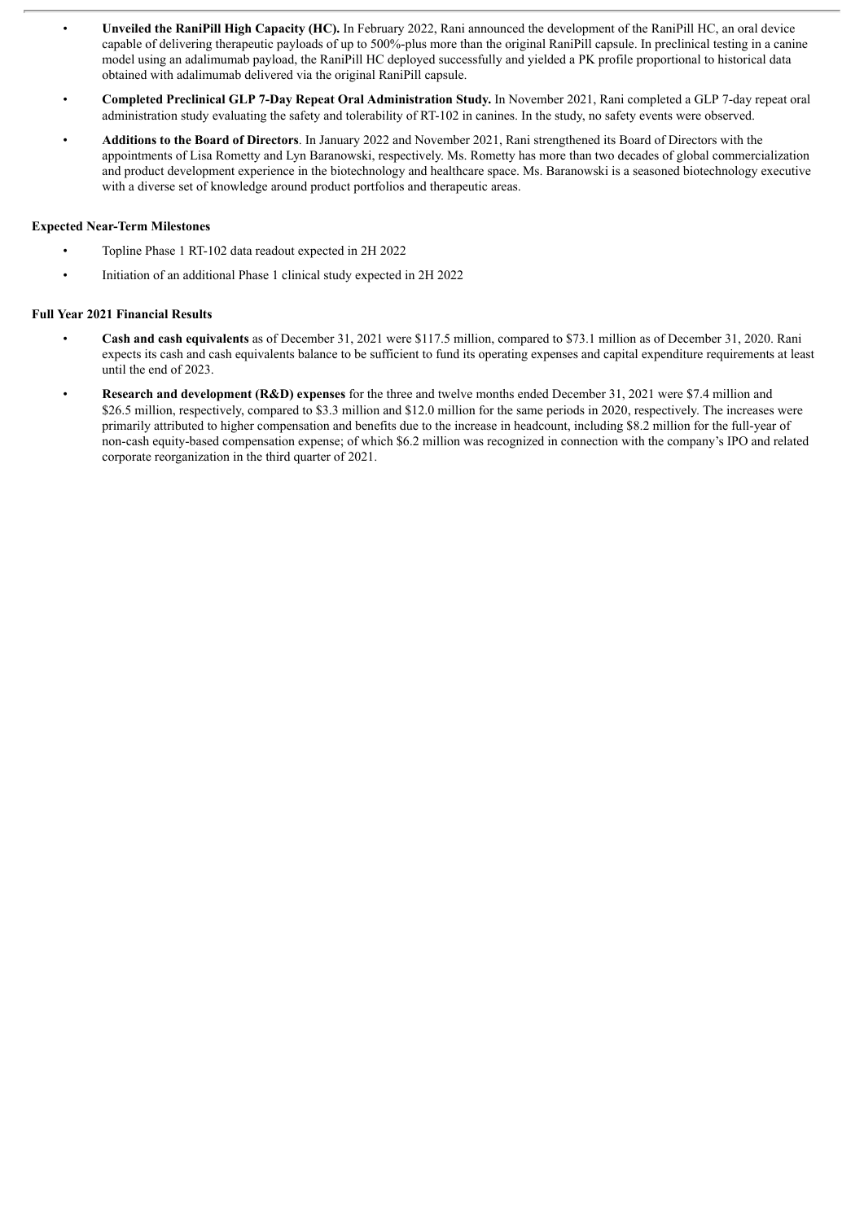- **Unveiled the RaniPill High Capacity (HC).** In February 2022, Rani announced the development of the RaniPill HC, an oral device capable of delivering therapeutic payloads of up to 500%-plus more than the original RaniPill capsule. In preclinical testing in a canine model using an adalimumab payload, the RaniPill HC deployed successfully and yielded a PK profile proportional to historical data obtained with adalimumab delivered via the original RaniPill capsule.
- **Completed Preclinical GLP 7-Day Repeat Oral Administration Study.** In November 2021, Rani completed a GLP 7-day repeat oral administration study evaluating the safety and tolerability of RT-102 in canines. In the study, no safety events were observed.
- **Additions to the Board of Directors**. In January 2022 and November 2021, Rani strengthened its Board of Directors with the appointments of Lisa Rometty and Lyn Baranowski, respectively. Ms. Rometty has more than two decades of global commercialization and product development experience in the biotechnology and healthcare space. Ms. Baranowski is a seasoned biotechnology executive with a diverse set of knowledge around product portfolios and therapeutic areas.

**Expected Near-Term Milestones**

- Topline Phase 1 RT-102 data readout expected in 2H 2022
- Initiation of an additional Phase 1 clinical study expected in 2H 2022

**Full Year 2021 Financial Results**

- **Cash and cash equivalents** as of December 31, 2021 were $117.5 million, compared to $73.1 million as of December 31, 2020. Rani expects its cash and cash equivalents balance to be sufficient to fund its operating expenses and capital expenditure requirements at least until the end of 2023.
- **Research and development (R&D) expenses** for the three and twelve months ended December 31, 2021 were $7.4 million and $26.5 million, respectively, compared to $3.3 million and $12.0 million for the same periods in 2020, respectively. The increases were primarily attributed to higher compensation and benefits due to the increase in headcount, including $8.2 million for the full-year of non-cash equity-based compensation expense; of which $6.2 million was recognized in connection with the company's IPO and related corporate reorganization in the third quarter of 2021.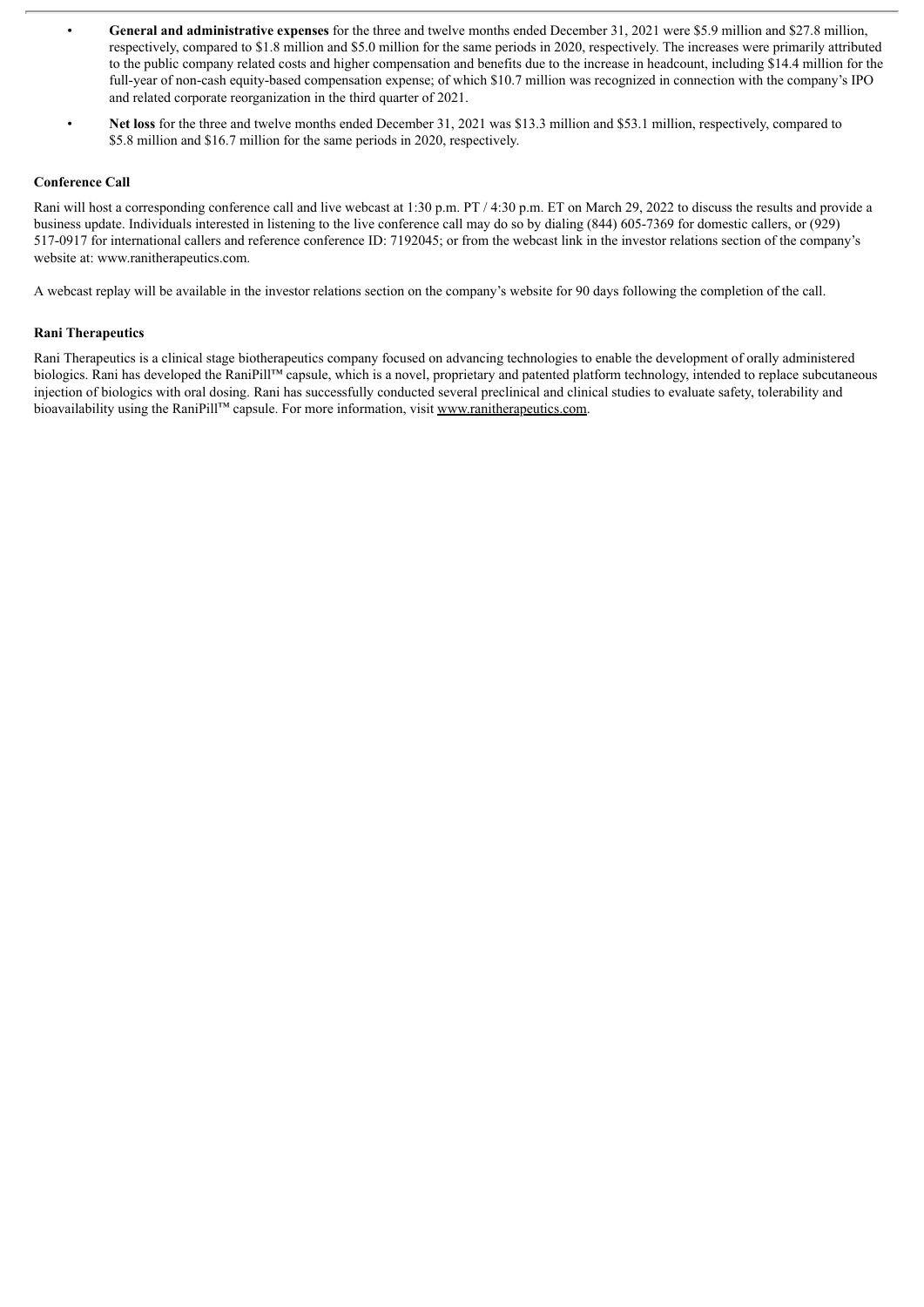- **General and administrative expenses** for the three and twelve months ended December 31, 2021 were $5.9 million and $27.8 million, respectively, compared to $1.8 million and $5.0 million for the same periods in 2020, respectively. The increases were primarily attributed to the public company related costs and higher compensation and benefits due to the increase in headcount, including $14.4 million for the full-year of non-cash equity-based compensation expense; of which $10.7 million was recognized in connection with the company's IPO and related corporate reorganization in the third quarter of 2021.
- **Net loss** for the three and twelve months ended December 31, 2021 was $13.3 million and $53.1 million, respectively, compared to $5.8 million and $16.7 million for the same periods in 2020, respectively.

**Conference Call**

Rani will host a corresponding conference call and live webcast at 1:30 p.m. PT / 4:30 p.m. ET on March 29, 2022 to discuss the results and provide a business update. Individuals interested in listening to the live conference call may do so by dialing (844) 605-7369 for domestic callers, or (929) 517-0917 for international callers and reference conference ID: 7192045; or from the webcast link in the investor relations section of the company's website at: www.ranitherapeutics.com.

A webcast replay will be available in the investor relations section on the company's website for 90 days following the completion of the call.

**Rani Therapeutics**

Rani Therapeutics is a clinical stage biotherapeutics company focused on advancing technologies to enable the development of orally administered biologics. Rani has developed the RaniPill™ capsule, which is a novel, proprietary and patented platform technology, intended to replace subcutaneous injection of biologics with oral dosing. Rani has successfully conducted several preclinical and clinical studies to evaluate safety, tolerability and bioavailability using the RaniPill™ capsule. For more information, visit www.ranitherapeutics.com.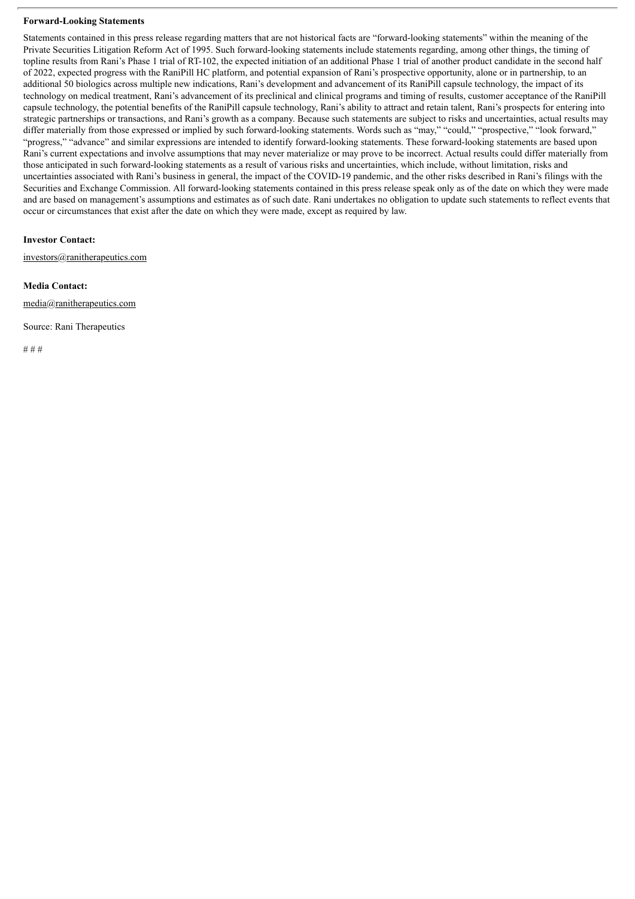**Forward-Looking Statements**

Statements contained in this press release regarding matters that are not historical facts are "forward-looking statements" within the meaning of the Private Securities Litigation Reform Act of 1995. Such forward-looking statements include statements regarding, among other things, the timing of topline results from Rani's Phase 1 trial of RT-102, the expected initiation of an additional Phase 1 trial of another product candidate in the second half of 2022, expected progress with the RaniPill HC platform, and potential expansion of Rani's prospective opportunity, alone or in partnership, to an additional 50 biologics across multiple new indications, Rani's development and advancement of its RaniPill capsule technology, the impact of its technology on medical treatment, Rani's advancement of its preclinical and clinical programs and timing of results, customer acceptance of the RaniPill capsule technology, the potential benefits of the RaniPill capsule technology, Rani's ability to attract and retain talent, Rani's prospects for entering into strategic partnerships or transactions, and Rani's growth as a company. Because such statements are subject to risks and uncertainties, actual results may differ materially from those expressed or implied by such forward-looking statements. Words such as "may," "could," "prospective," "look forward," "progress," "advance" and similar expressions are intended to identify forward-looking statements. These forward-looking statements are based upon Rani's current expectations and involve assumptions that may never materialize or may prove to be incorrect. Actual results could differ materially from those anticipated in such forward-looking statements as a result of various risks and uncertainties, which include, without limitation, risks and uncertainties associated with Rani's business in general, the impact of the COVID-19 pandemic, and the other risks described in Rani's filings with the Securities and Exchange Commission. All forward-looking statements contained in this press release speak only as of the date on which they were made and are based on management's assumptions and estimates as of such date. Rani undertakes no obligation to update such statements to reflect events that occur or circumstances that exist after the date on which they were made, except as required by law.

**Investor Contact:**

investors@ranitherapeutics.com

**Media Contact:**

media@ranitherapeutics.com

Source: Rani Therapeutics

# # #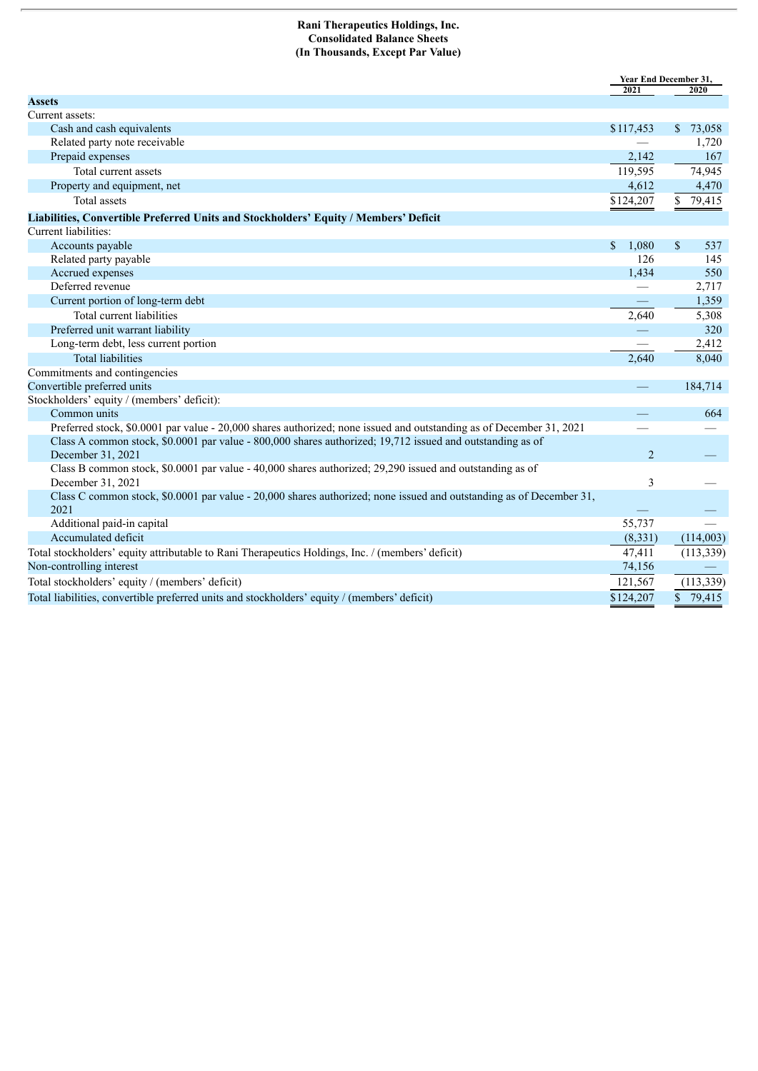**Rani Therapeutics Holdings, Inc.**
**Consolidated Balance Sheets**
**(In Thousands, Except Par Value)**

| | Year End December 31, | |
|---|---|---|
| | 2021 | 2020 |
| **Assets** | | |
| Current assets: | | |
| Cash and cash equivalents | $117,453 | $ 73,058 |
| Related party note receivable | — | 1,720 |
| Prepaid expenses | 2,142 | 167 |
| Total current assets | 119,595 | 74,945 |
| Property and equipment, net | 4,612 | 4,470 |
| Total assets | $124,207 | $ 79,415 |
| **Liabilities, Convertible Preferred Units and Stockholders' Equity / Members' Deficit** | | |
| Current liabilities: | | |
| Accounts payable | $ 1,080 | $ 537 |
| Related party payable | 126 | 145 |
| Accrued expenses | 1,434 | 550 |
| Deferred revenue | — | 2,717 |
| Current portion of long-term debt | — | 1,359 |
| Total current liabilities | 2,640 | 5,308 |
| Preferred unit warrant liability | — | 320 |
| Long-term debt, less current portion | — | 2,412 |
| Total liabilities | 2,640 | 8,040 |
| Commitments and contingencies | | |
| Convertible preferred units | — | 184,714 |
| Stockholders' equity / (members' deficit): | | |
| Common units | — | 664 |
| Preferred stock, $0.0001 par value - 20,000 shares authorized; none issued and outstanding as of December 31, 2021 | — | — |
| Class A common stock, $0.0001 par value - 800,000 shares authorized; 19,712 issued and outstanding as of December 31, 2021 | 2 | — |
| Class B common stock, $0.0001 par value - 40,000 shares authorized; 29,290 issued and outstanding as of December 31, 2021 | 3 | — |
| Class C common stock, $0.0001 par value - 20,000 shares authorized; none issued and outstanding as of December 31, 2021 | — | — |
| Additional paid-in capital | 55,737 | — |
| Accumulated deficit | (8,331) | (114,003) |
| Total stockholders' equity attributable to Rani Therapeutics Holdings, Inc. / (members' deficit) | 47,411 | (113,339) |
| Non-controlling interest | 74,156 | — |
| Total stockholders' equity / (members' deficit) | 121,567 | (113,339) |
| Total liabilities, convertible preferred units and stockholders' equity / (members' deficit) | $124,207 | $ 79,415 |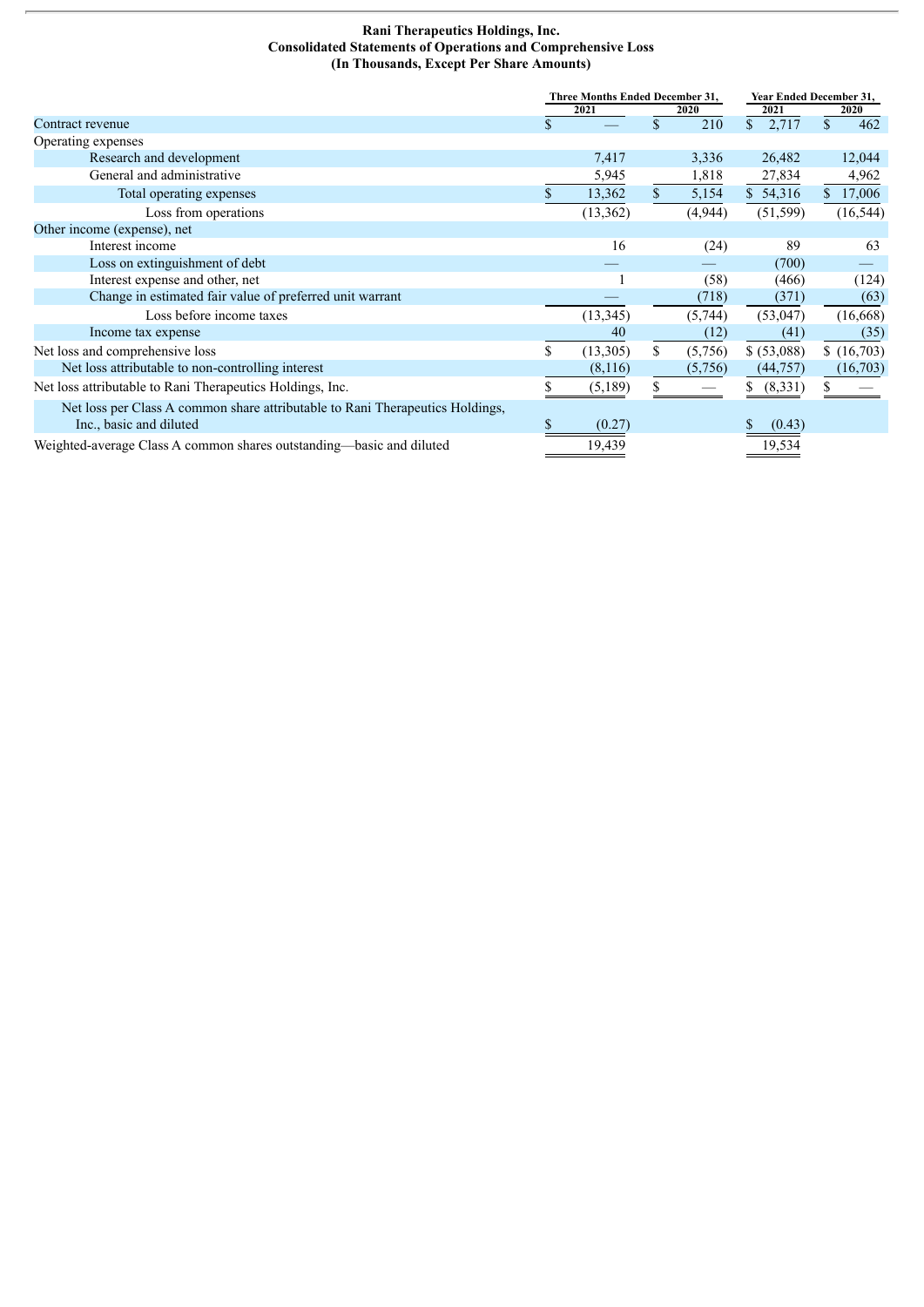**Rani Therapeutics Holdings, Inc.**
**Consolidated Statements of Operations and Comprehensive Loss**
**(In Thousands, Except Per Share Amounts)**

| | Three Months Ended December 31, 2021 | Three Months Ended December 31, 2020 | Year Ended December 31, 2021 | Year Ended December 31, 2020 |
|---|---|---|---|---|
| Contract revenue | $ — | $ 210 | $ 2,717 | $ 462 |
| Operating expenses | | | | |
| Research and development | 7,417 | 3,336 | 26,482 | 12,044 |
| General and administrative | 5,945 | 1,818 | 27,834 | 4,962 |
| Total operating expenses | $ 13,362 | $ 5,154 | $ 54,316 | $ 17,006 |
| Loss from operations | (13,362) | (4,944) | (51,599) | (16,544) |
| Other income (expense), net | | | | |
| Interest income | 16 | (24) | 89 | 63 |
| Loss on extinguishment of debt | — | — | (700) | — |
| Interest expense and other, net | 1 | (58) | (466) | (124) |
| Change in estimated fair value of preferred unit warrant | — | (718) | (371) | (63) |
| Loss before income taxes | (13,345) | (5,744) | (53,047) | (16,668) |
| Income tax expense | 40 | (12) | (41) | (35) |
| Net loss and comprehensive loss | $ (13,305) | $ (5,756) | $ (53,088) | $ (16,703) |
| Net loss attributable to non-controlling interest | (8,116) | (5,756) | (44,757) | (16,703) |
| Net loss attributable to Rani Therapeutics Holdings, Inc. | $ (5,189) | $ — | $ (8,331) | $ — |
| Net loss per Class A common share attributable to Rani Therapeutics Holdings, Inc., basic and diluted | $ (0.27) | | $ (0.43) | |
| Weighted-average Class A common shares outstanding—basic and diluted | 19,439 | | 19,534 | |